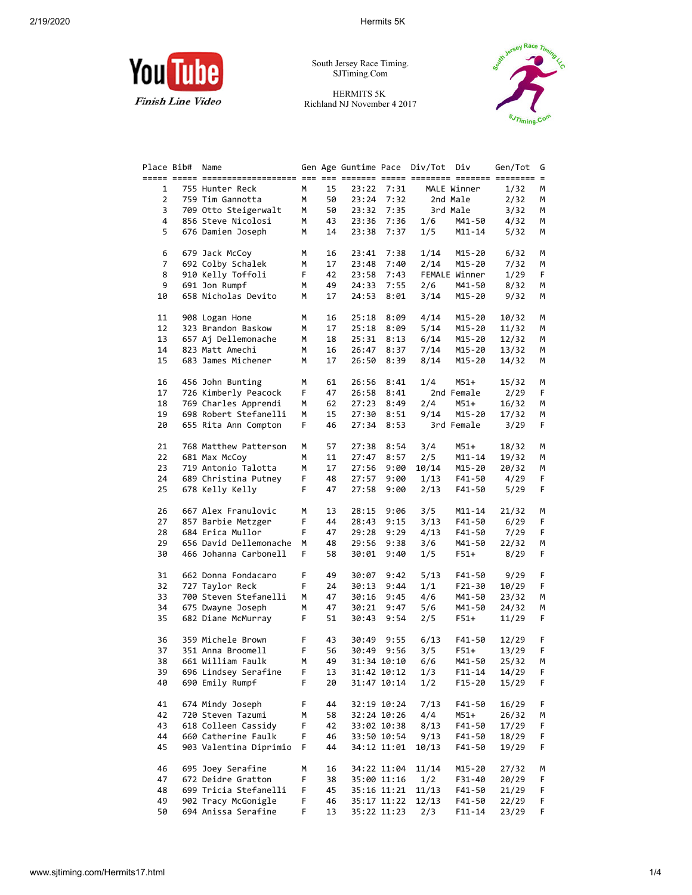YouTube
*Finish Line Video*

South Jersey Race Timing.
SJTiming.Com

HERMITS 5K
Richland NJ November 4 2017

| Place | Bib# | Name | Gen | Age | Guntime | Pace | Div/Tot | Div | Gen/Tot | G |
|---|---|---|---|---|---|---|---|---|---|---|
| 1 | 755 | Hunter Reck | M | 15 | 23:22 | 7:31 | MALE | Winner | 1/32 | M |
| 2 | 759 | Tim Gannotta | M | 50 | 23:24 | 7:32 | 2nd | Male | 2/32 | M |
| 3 | 709 | Otto Steigerwalt | M | 50 | 23:32 | 7:35 | 3rd | Male | 3/32 | M |
| 4 | 856 | Steve Nicolosi | M | 43 | 23:36 | 7:36 | 1/6 | M41-50 | 4/32 | M |
| 5 | 676 | Damien Joseph | M | 14 | 23:38 | 7:37 | 1/5 | M11-14 | 5/32 | M |
| 6 | 679 | Jack McCoy | M | 16 | 23:41 | 7:38 | 1/14 | M15-20 | 6/32 | M |
| 7 | 692 | Colby Schalek | M | 17 | 23:48 | 7:40 | 2/14 | M15-20 | 7/32 | M |
| 8 | 910 | Kelly Toffoli | F | 42 | 23:58 | 7:43 | FEMALE | Winner | 1/29 | F |
| 9 | 691 | Jon Rumpf | M | 49 | 24:33 | 7:55 | 2/6 | M41-50 | 8/32 | M |
| 10 | 658 | Nicholas Devito | M | 17 | 24:53 | 8:01 | 3/14 | M15-20 | 9/32 | M |
| 11 | 908 | Logan Hone | M | 16 | 25:18 | 8:09 | 4/14 | M15-20 | 10/32 | M |
| 12 | 323 | Brandon Baskow | M | 17 | 25:18 | 8:09 | 5/14 | M15-20 | 11/32 | M |
| 13 | 657 | Aj Dellemonache | M | 18 | 25:31 | 8:13 | 6/14 | M15-20 | 12/32 | M |
| 14 | 823 | Matt Amechi | M | 16 | 26:47 | 8:37 | 7/14 | M15-20 | 13/32 | M |
| 15 | 683 | James Michener | M | 17 | 26:50 | 8:39 | 8/14 | M15-20 | 14/32 | M |
| 16 | 456 | John Bunting | M | 61 | 26:56 | 8:41 | 1/4 | M51+ | 15/32 | M |
| 17 | 726 | Kimberly Peacock | F | 47 | 26:58 | 8:41 | 2nd | Female | 2/29 | F |
| 18 | 769 | Charles Apprendi | M | 62 | 27:23 | 8:49 | 2/4 | M51+ | 16/32 | M |
| 19 | 698 | Robert Stefanelli | M | 15 | 27:30 | 8:51 | 9/14 | M15-20 | 17/32 | M |
| 20 | 655 | Rita Ann Compton | F | 46 | 27:34 | 8:53 | 3rd | Female | 3/29 | F |
| 21 | 768 | Matthew Patterson | M | 57 | 27:38 | 8:54 | 3/4 | M51+ | 18/32 | M |
| 22 | 681 | Max McCoy | M | 11 | 27:47 | 8:57 | 2/5 | M11-14 | 19/32 | M |
| 23 | 719 | Antonio Talotta | M | 17 | 27:56 | 9:00 | 10/14 | M15-20 | 20/32 | M |
| 24 | 689 | Christina Putney | F | 48 | 27:57 | 9:00 | 1/13 | F41-50 | 4/29 | F |
| 25 | 678 | Kelly Kelly | F | 47 | 27:58 | 9:00 | 2/13 | F41-50 | 5/29 | F |
| 26 | 667 | Alex Franulovic | M | 13 | 28:15 | 9:06 | 3/5 | M11-14 | 21/32 | M |
| 27 | 857 | Barbie Metzger | F | 44 | 28:43 | 9:15 | 3/13 | F41-50 | 6/29 | F |
| 28 | 684 | Erica Mullor | F | 47 | 29:28 | 9:29 | 4/13 | F41-50 | 7/29 | F |
| 29 | 656 | David Dellemonache | M | 48 | 29:56 | 9:38 | 3/6 | M41-50 | 22/32 | M |
| 30 | 466 | Johanna Carbonell | F | 58 | 30:01 | 9:40 | 1/5 | F51+ | 8/29 | F |
| 31 | 662 | Donna Fondacaro | F | 49 | 30:07 | 9:42 | 5/13 | F41-50 | 9/29 | F |
| 32 | 727 | Taylor Reck | F | 24 | 30:13 | 9:44 | 1/1 | F21-30 | 10/29 | F |
| 33 | 700 | Steven Stefanelli | M | 47 | 30:16 | 9:45 | 4/6 | M41-50 | 23/32 | M |
| 34 | 675 | Dwayne Joseph | M | 47 | 30:21 | 9:47 | 5/6 | M41-50 | 24/32 | M |
| 35 | 682 | Diane McMurray | F | 51 | 30:43 | 9:54 | 2/5 | F51+ | 11/29 | F |
| 36 | 359 | Michele Brown | F | 43 | 30:49 | 9:55 | 6/13 | F41-50 | 12/29 | F |
| 37 | 351 | Anna Broomell | F | 56 | 30:49 | 9:56 | 3/5 | F51+ | 13/29 | F |
| 38 | 661 | William Faulk | M | 49 | 31:34 | 10:10 | 6/6 | M41-50 | 25/32 | M |
| 39 | 696 | Lindsey Serafine | F | 13 | 31:42 | 10:12 | 1/3 | F11-14 | 14/29 | F |
| 40 | 690 | Emily Rumpf | F | 20 | 31:47 | 10:14 | 1/2 | F15-20 | 15/29 | F |
| 41 | 674 | Mindy Joseph | F | 44 | 32:19 | 10:24 | 7/13 | F41-50 | 16/29 | F |
| 42 | 720 | Steven Tazumi | M | 58 | 32:24 | 10:26 | 4/4 | M51+ | 26/32 | M |
| 43 | 618 | Colleen Cassidy | F | 42 | 33:02 | 10:38 | 8/13 | F41-50 | 17/29 | F |
| 44 | 660 | Catherine Faulk | F | 46 | 33:50 | 10:54 | 9/13 | F41-50 | 18/29 | F |
| 45 | 903 | Valentina Diprimio | F | 44 | 34:12 | 11:01 | 10/13 | F41-50 | 19/29 | F |
| 46 | 695 | Joey Serafine | M | 16 | 34:22 | 11:04 | 11/14 | M15-20 | 27/32 | M |
| 47 | 672 | Deidre Gratton | F | 38 | 35:00 | 11:16 | 1/2 | F31-40 | 20/29 | F |
| 48 | 699 | Tricia Stefanelli | F | 45 | 35:16 | 11:21 | 11/13 | F41-50 | 21/29 | F |
| 49 | 902 | Tracy McGonigle | F | 46 | 35:17 | 11:22 | 12/13 | F41-50 | 22/29 | F |
| 50 | 694 | Anissa Serafine | F | 13 | 35:22 | 11:23 | 2/3 | F11-14 | 23/29 | F |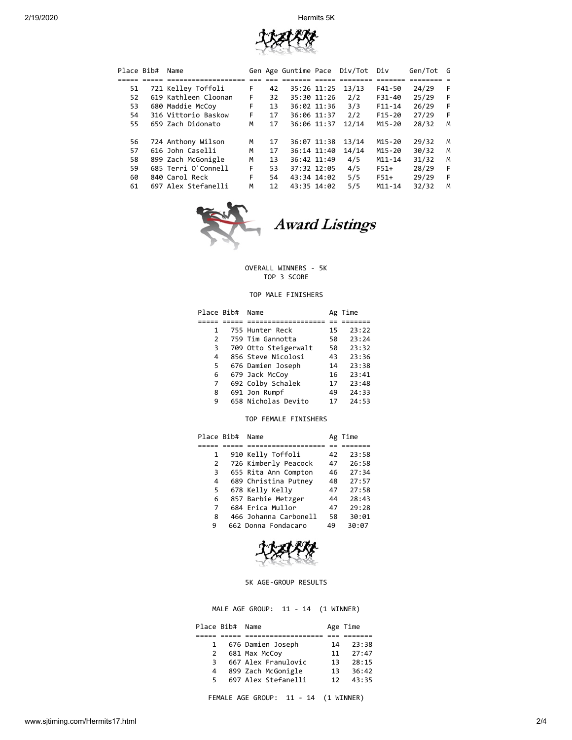| Place | Bib# | Name | Gen | Age | Guntime | Pace | Div/Tot | Div | Gen/Tot | G |
|---|---|---|---|---|---|---|---|---|---|---|
| 51 | 721 | Kelley Toffoli | F | 42 | 35:26 | 11:25 | 13/13 | F41-50 | 24/29 | F |
| 52 | 619 | Kathleen Cloonan | F | 32 | 35:30 | 11:26 | 2/2 | F31-40 | 25/29 | F |
| 53 | 680 | Maddie McCoy | F | 13 | 36:02 | 11:36 | 3/3 | F11-14 | 26/29 | F |
| 54 | 316 | Vittorio Baskow | F | 17 | 36:06 | 11:37 | 2/2 | F15-20 | 27/29 | F |
| 55 | 659 | Zach Didonato | M | 17 | 36:06 | 11:37 | 12/14 | M15-20 | 28/32 | M |
| 56 | 724 | Anthony Wilson | M | 17 | 36:07 | 11:38 | 13/14 | M15-20 | 29/32 | M |
| 57 | 616 | John Caselli | M | 17 | 36:14 | 11:40 | 14/14 | M15-20 | 30/32 | M |
| 58 | 899 | Zach McGonigle | M | 13 | 36:42 | 11:49 | 4/5 | M11-14 | 31/32 | M |
| 59 | 685 | Terri O'Connell | F | 53 | 37:32 | 12:05 | 4/5 | F51+ | 28/29 | F |
| 60 | 840 | Carol Reck | F | 54 | 43:34 | 14:02 | 5/5 | F51+ | 29/29 | F |
| 61 | 697 | Alex Stefanelli | M | 12 | 43:35 | 14:02 | 5/5 | M11-14 | 32/32 | M |

## Award Listings

OVERALL WINNERS - 5K
TOP 3 SCORE

### TOP MALE FINISHERS

| Place | Bib# | Name | Ag | Time |
|---|---|---|---|---|
| 1 | 755 | Hunter Reck | 15 | 23:22 |
| 2 | 759 | Tim Gannotta | 50 | 23:24 |
| 3 | 709 | Otto Steigerwalt | 50 | 23:32 |
| 4 | 856 | Steve Nicolosi | 43 | 23:36 |
| 5 | 676 | Damien Joseph | 14 | 23:38 |
| 6 | 679 | Jack McCoy | 16 | 23:41 |
| 7 | 692 | Colby Schalek | 17 | 23:48 |
| 8 | 691 | Jon Rumpf | 49 | 24:33 |
| 9 | 658 | Nicholas Devito | 17 | 24:53 |

### TOP FEMALE FINISHERS

| Place | Bib# | Name | Ag | Time |
|---|---|---|---|---|
| 1 | 910 | Kelly Toffoli | 42 | 23:58 |
| 2 | 726 | Kimberly Peacock | 47 | 26:58 |
| 3 | 655 | Rita Ann Compton | 46 | 27:34 |
| 4 | 689 | Christina Putney | 48 | 27:57 |
| 5 | 678 | Kelly Kelly | 47 | 27:58 |
| 6 | 857 | Barbie Metzger | 44 | 28:43 |
| 7 | 684 | Erica Mullor | 47 | 29:28 |
| 8 | 466 | Johanna Carbonell | 58 | 30:01 |
| 9 | 662 | Donna Fondacaro | 49 | 30:07 |

## 5K AGE-GROUP RESULTS

### MALE AGE GROUP: 11 - 14 (1 WINNER)

| Place | Bib# | Name | Age | Time |
|---|---|---|---|---|
| 1 | 676 | Damien Joseph | 14 | 23:38 |
| 2 | 681 | Max McCoy | 11 | 27:47 |
| 3 | 667 | Alex Franulovic | 13 | 28:15 |
| 4 | 899 | Zach McGonigle | 13 | 36:42 |
| 5 | 697 | Alex Stefanelli | 12 | 43:35 |

### FEMALE AGE GROUP: 11 - 14 (1 WINNER)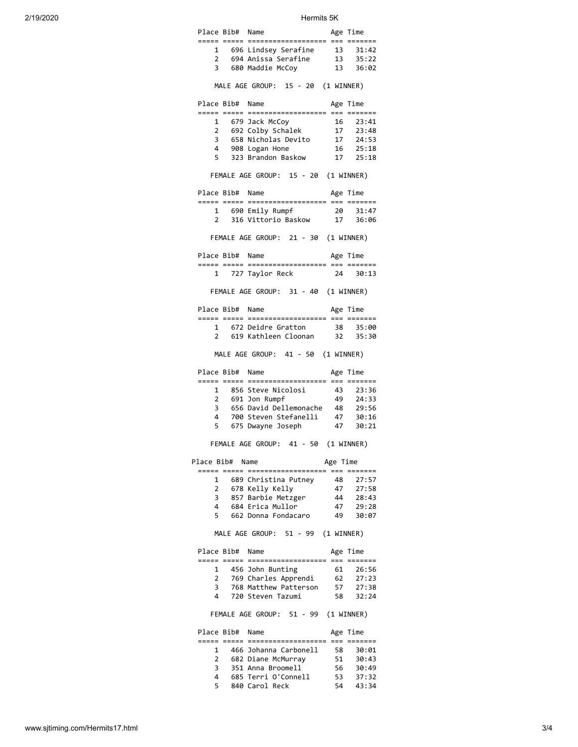| Place | Bib# | Name | Age | Time |
|---|---|---|---|---|
| 1 | 696 | Lindsey Serafine | 13 | 31:42 |
| 2 | 694 | Anissa Serafine | 13 | 35:22 |
| 3 | 680 | Maddie McCoy | 13 | 36:02 |

MALE AGE GROUP: 15 - 20 (1 WINNER)

| Place | Bib# | Name | Age | Time |
|---|---|---|---|---|
| 1 | 679 | Jack McCoy | 16 | 23:41 |
| 2 | 692 | Colby Schalek | 17 | 23:48 |
| 3 | 658 | Nicholas Devito | 17 | 24:53 |
| 4 | 908 | Logan Hone | 16 | 25:18 |
| 5 | 323 | Brandon Baskow | 17 | 25:18 |

FEMALE AGE GROUP: 15 - 20 (1 WINNER)

| Place | Bib# | Name | Age | Time |
|---|---|---|---|---|
| 1 | 690 | Emily Rumpf | 20 | 31:47 |
| 2 | 316 | Vittorio Baskow | 17 | 36:06 |

FEMALE AGE GROUP: 21 - 30 (1 WINNER)

| Place | Bib# | Name | Age | Time |
|---|---|---|---|---|
| 1 | 727 | Taylor Reck | 24 | 30:13 |

FEMALE AGE GROUP: 31 - 40 (1 WINNER)

| Place | Bib# | Name | Age | Time |
|---|---|---|---|---|
| 1 | 672 | Deidre Gratton | 38 | 35:00 |
| 2 | 619 | Kathleen Cloonan | 32 | 35:30 |

MALE AGE GROUP: 41 - 50 (1 WINNER)

| Place | Bib# | Name | Age | Time |
|---|---|---|---|---|
| 1 | 856 | Steve Nicolosi | 43 | 23:36 |
| 2 | 691 | Jon Rumpf | 49 | 24:33 |
| 3 | 656 | David Dellemonache | 48 | 29:56 |
| 4 | 700 | Steven Stefanelli | 47 | 30:16 |
| 5 | 675 | Dwayne Joseph | 47 | 30:21 |

FEMALE AGE GROUP: 41 - 50 (1 WINNER)

| Place | Bib# | Name | Age | Time |
|---|---|---|---|---|
| 1 | 689 | Christina Putney | 48 | 27:57 |
| 2 | 678 | Kelly Kelly | 47 | 27:58 |
| 3 | 857 | Barbie Metzger | 44 | 28:43 |
| 4 | 684 | Erica Mullor | 47 | 29:28 |
| 5 | 662 | Donna Fondacaro | 49 | 30:07 |

MALE AGE GROUP: 51 - 99 (1 WINNER)

| Place | Bib# | Name | Age | Time |
|---|---|---|---|---|
| 1 | 456 | John Bunting | 61 | 26:56 |
| 2 | 769 | Charles Apprendi | 62 | 27:23 |
| 3 | 768 | Matthew Patterson | 57 | 27:38 |
| 4 | 720 | Steven Tazumi | 58 | 32:24 |

FEMALE AGE GROUP: 51 - 99 (1 WINNER)

| Place | Bib# | Name | Age | Time |
|---|---|---|---|---|
| 1 | 466 | Johanna Carbonell | 58 | 30:01 |
| 2 | 682 | Diane McMurray | 51 | 30:43 |
| 3 | 351 | Anna Broomell | 56 | 30:49 |
| 4 | 685 | Terri O'Connell | 53 | 37:32 |
| 5 | 840 | Carol Reck | 54 | 43:34 |